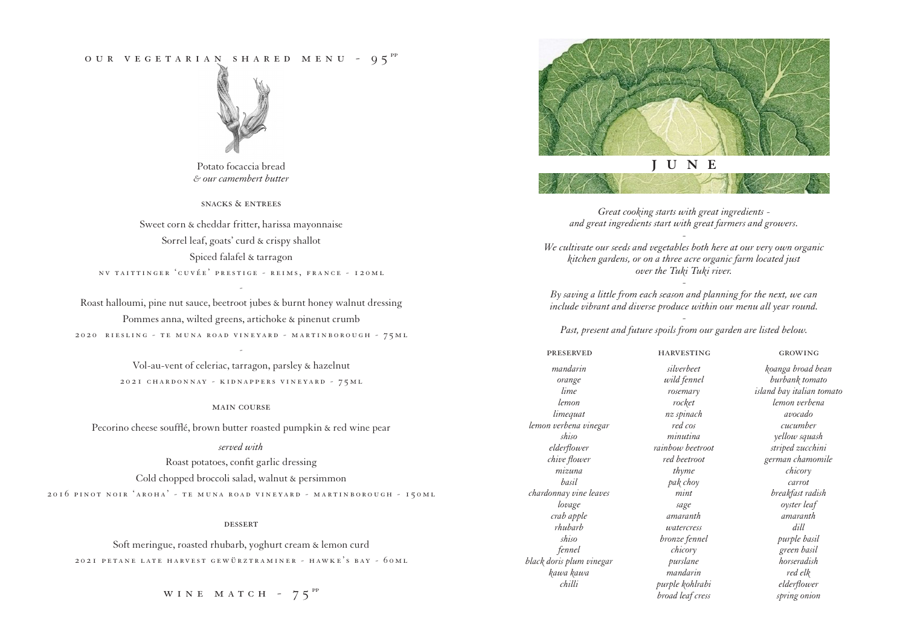# OUR VEGETARIAN SHARED MENU - 95pp

Potato focaccia bread
*& our camembert butter*

### SNACKS & ENTREES

Sweet corn & cheddar fritter, harissa mayonnaise

Sorrel leaf, goats' curd & crispy shallot

Spiced falafel & tarragon

NV TAITTINGER 'CUVÉE' PRESTIGE - REIMS, FRANCE - 120ML

-

Roast halloumi, pine nut sauce, beetroot jubes & burnt honey walnut dressing

Pommes anna, wilted greens, artichoke & pinenut crumb

2020 RIESLING - TE MUNA ROAD VINEYARD - MARTINBOROUGH - 75ML

-

Vol-au-vent of celeriac, tarragon, parsley & hazelnut

2021 CHARDONNAY - KIDNAPPERS VINEYARD - 75ML

### MAIN COURSE

Pecorino cheese soufflé, brown butter roasted pumpkin & red wine pear

*served with*

Roast potatoes, confit garlic dressing

Cold chopped broccoli salad, walnut & persimmon

2016 PINOT NOIR 'AROHA' - TE MUNA ROAD VINEYARD - MARTINBOROUGH - 150ML

### DESSERT

Soft meringue, roasted rhubarb, yoghurt cream & lemon curd

2021 PETANE LATE HARVEST GEWÜRZTRAMINER - HAWKE'S BAY - 60ML

WINE MATCH - 75pp

# JUNE

*Great cooking starts with great ingredients - and great ingredients start with great farmers and growers.*

-

*We cultivate our seeds and vegetables both here at our very own organic kitchen gardens, or on a three acre organic farm located just over the Tuki Tuki river.*

-

*By saving a little from each season and planning for the next, we can include vibrant and diverse produce within our menu all year round.*

-

*Past, present and future spoils from our garden are listed below.*

| PRESERVED | HARVESTING | GROWING |
|---|---|---|
| *mandarin* | *silverbeet* | *koanga broad bean* |
| *orange* | *wild fennel* | *burbank tomato* |
| *lime* | *rosemary* | *island bay italian tomato* |
| *lemon* | *rocket* | *lemon verbena* |
| *limequat* | *nz spinach* | *avocado* |
| *lemon verbena vinegar* | *red cos* | *cucumber* |
| *shiso* | *minutina* | *yellow squash* |
| *elderflower* | *rainbow beetroot* | *striped zucchini* |
| *chive flower* | *red beetroot* | *german chamomile* |
| *mizuna* | *thyme* | *chicory* |
| *basil* | *pak choy* | *carrot* |
| *chardonnay vine leaves* | *mint* | *breakfast radish* |
| *lovage* | *sage* | *oyster leaf* |
| *crab apple* | *amaranth* | *amaranth* |
| *rhubarb* | *watercress* | *dill* |
| *shiso* | *bronze fennel* | *purple basil* |
| *fennel* | *chicory* | *green basil* |
| *black doris plum vinegar* | *purslane* | *horseradish* |
| *kawa kawa* | *mandarin* | *red elk* |
| *chilli* | *purple kohlrabi* | *elderflower* |
| | *broad leaf cress* | *spring onion* |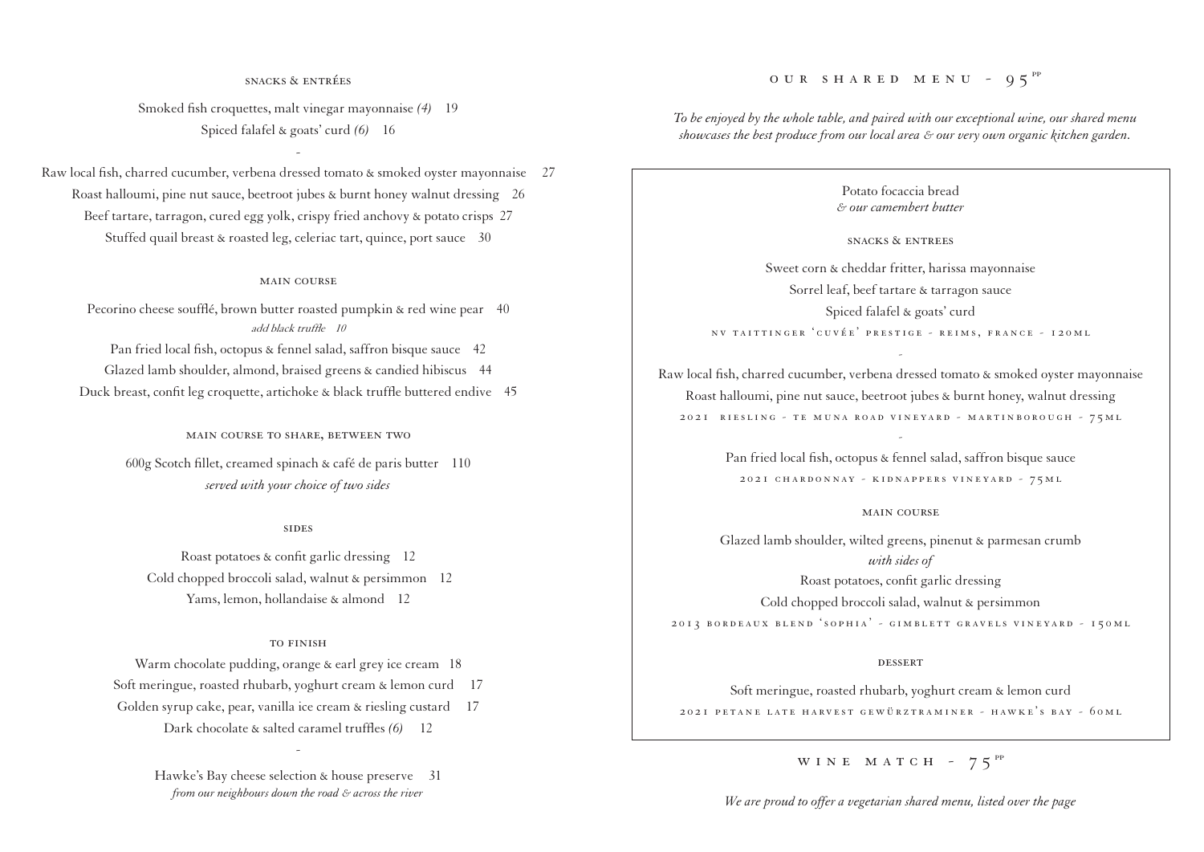## SNACKS & ENTRÉES

Smoked fish croquettes, malt vinegar mayonnaise *(4)* 19

Spiced falafel & goats' curd *(6)* 16

-

Raw local fish, charred cucumber, verbena dressed tomato & smoked oyster mayonnaise 27

Roast halloumi, pine nut sauce, beetroot jubes & burnt honey walnut dressing 26

Beef tartare, tarragon, cured egg yolk, crispy fried anchovy & potato crisps 27

Stuffed quail breast & roasted leg, celeriac tart, quince, port sauce 30

## MAIN COURSE

Pecorino cheese soufflé, brown butter roasted pumpkin & red wine pear 40

*add black truffle 10*

Pan fried local fish, octopus & fennel salad, saffron bisque sauce 42

Glazed lamb shoulder, almond, braised greens & candied hibiscus 44

Duck breast, confit leg croquette, artichoke & black truffle buttered endive 45

## MAIN COURSE TO SHARE, BETWEEN TWO

600g Scotch fillet, creamed spinach & café de paris butter 110

*served with your choice of two sides*

## SIDES

Roast potatoes & confit garlic dressing 12

Cold chopped broccoli salad, walnut & persimmon 12

Yams, lemon, hollandaise & almond 12

## TO FINISH

Warm chocolate pudding, orange & earl grey ice cream 18

Soft meringue, roasted rhubarb, yoghurt cream & lemon curd 17

Golden syrup cake, pear, vanilla ice cream & riesling custard 17

Dark chocolate & salted caramel truffles *(6)* 12

-

Hawke's Bay cheese selection & house preserve 31

*from our neighbours down the road & across the river*

## OUR SHARED MENU - 95 PP

*To be enjoyed by the whole table, and paired with our exceptional wine, our shared menu showcases the best produce from our local area & our very own organic kitchen garden.*

Potato focaccia bread

*& our camembert butter*

### SNACKS & ENTREES

Sweet corn & cheddar fritter, harissa mayonnaise

Sorrel leaf, beef tartare & tarragon sauce

Spiced falafel & goats' curd

NV TAITTINGER 'CUVÉE' PRESTIGE - REIMS, FRANCE - 120ML

-

Raw local fish, charred cucumber, verbena dressed tomato & smoked oyster mayonnaise

Roast halloumi, pine nut sauce, beetroot jubes & burnt honey, walnut dressing

2021 RIESLING - TE MUNA ROAD VINEYARD - MARTINBOROUGH - 75ML

-

Pan fried local fish, octopus & fennel salad, saffron bisque sauce

2021 CHARDONNAY - KIDNAPPERS VINEYARD - 75ML

### MAIN COURSE

Glazed lamb shoulder, wilted greens, pinenut & parmesan crumb

*with sides of*

Roast potatoes, confit garlic dressing

Cold chopped broccoli salad, walnut & persimmon

2013 BORDEAUX BLEND 'SOPHIA' - GIMBLETT GRAVELS VINEYARD - 150ML

### DESSERT

Soft meringue, roasted rhubarb, yoghurt cream & lemon curd

2021 PETANE LATE HARVEST GEWÜRZTRAMINER - HAWKE'S BAY - 60ML

## WINE MATCH - 75 PP

*We are proud to offer a vegetarian shared menu, listed over the page*